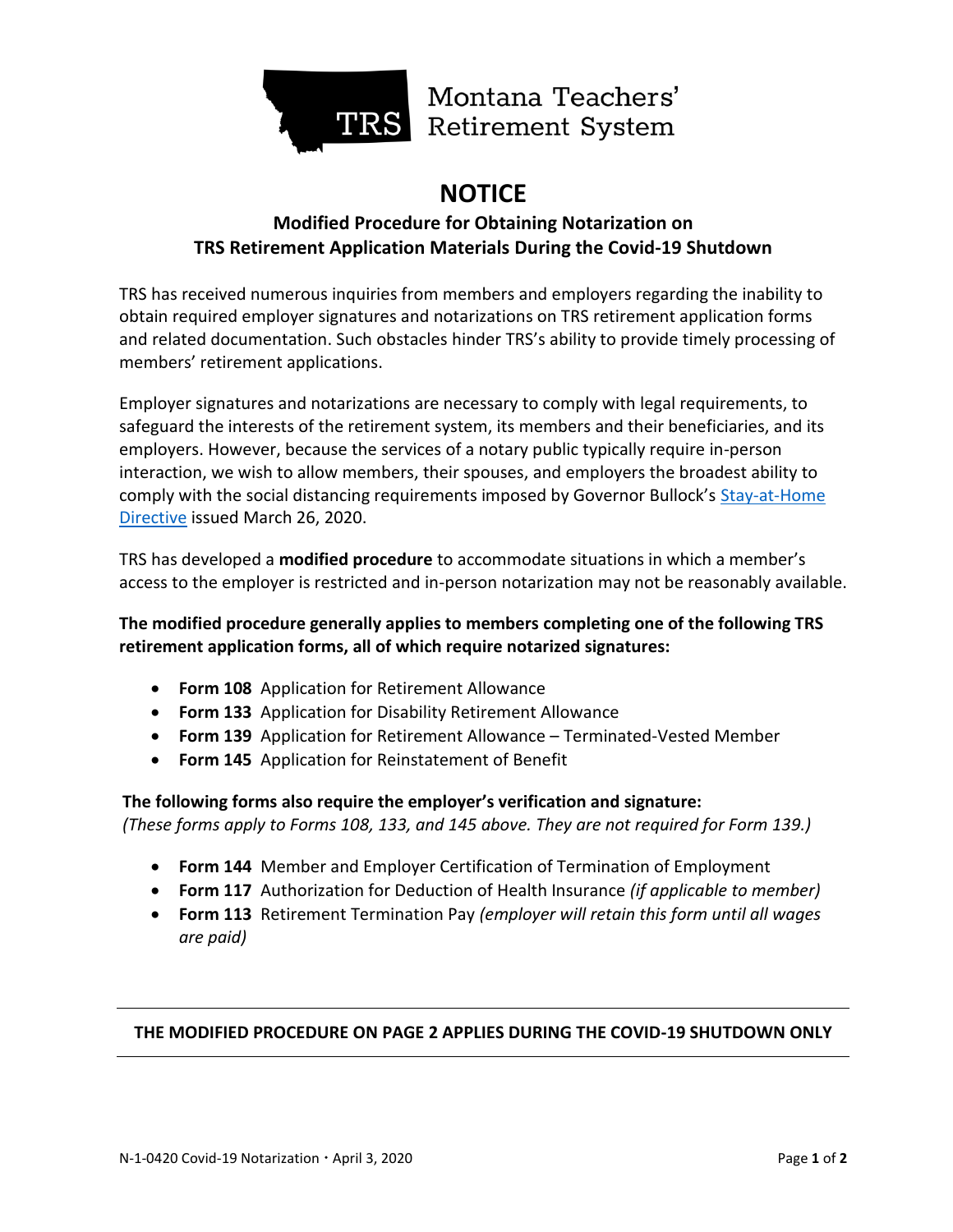Montana Teachers' Retirement System

# NOTICE

## Modified Procedure for Obtaining Notarization on TRS Retirement Application Materials During the Covid-19 Shutdown

TRS has received numerous inquiries from members and employers regarding the inability to obtain required employer signatures and notarizations on TRS retirement application forms and related documentation. Such obstacles hinder TRS's ability to provide timely processing of members' retirement applications.

Employer signatures and notarizations are necessary to comply with legal requirements, to safeguard the interests of the retirement system, its members and their beneficiaries, and its employers. However, because the services of a notary public typically require in-person interaction, we wish to allow members, their spouses, and employers the broadest ability to comply with the social distancing requirements imposed by Governor Bullock's Stay-at-Home Directive issued March 26, 2020.

TRS has developed a **modified procedure** to accommodate situations in which a member's access to the employer is restricted and in-person notarization may not be reasonably available.

**The modified procedure generally applies to members completing one of the following TRS retirement application forms, all of which require notarized signatures:**

- **Form 108** Application for Retirement Allowance
- **Form 133** Application for Disability Retirement Allowance
- **Form 139** Application for Retirement Allowance – Terminated-Vested Member
- **Form 145** Application for Reinstatement of Benefit

**The following forms also require the employer's verification and signature:**
*(These forms apply to Forms 108, 133, and 145 above. They are not required for Form 139.)*

- **Form 144** Member and Employer Certification of Termination of Employment
- **Form 117** Authorization for Deduction of Health Insurance *(if applicable to member)*
- **Form 113** Retirement Termination Pay *(employer will retain this form until all wages are paid)*

---

**THE MODIFIED PROCEDURE ON PAGE 2 APPLIES DURING THE COVID-19 SHUTDOWN ONLY**

---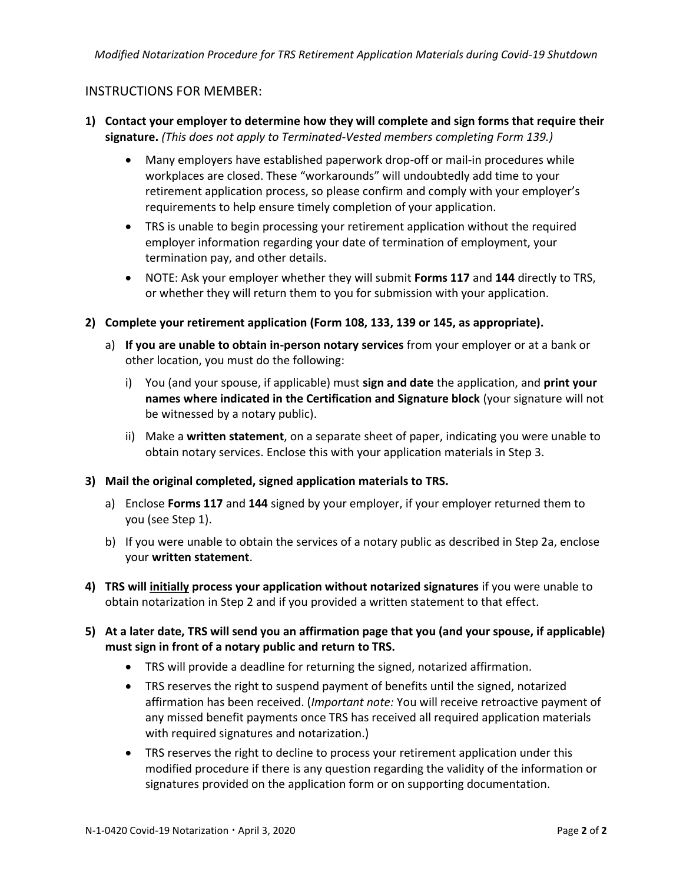## INSTRUCTIONS FOR MEMBER:

1) **Contact your employer to determine how they will complete and sign forms that require their signature.** *(This does not apply to Terminated-Vested members completing Form 139.)*
    - Many employers have established paperwork drop-off or mail-in procedures while workplaces are closed. These "workarounds" will undoubtedly add time to your retirement application process, so please confirm and comply with your employer's requirements to help ensure timely completion of your application.
    - TRS is unable to begin processing your retirement application without the required employer information regarding your date of termination of employment, your termination pay, and other details.
    - NOTE: Ask your employer whether they will submit **Forms 117** and **144** directly to TRS, or whether they will return them to you for submission with your application.

2) **Complete your retirement application (Form 108, 133, 139 or 145, as appropriate).**
    a) **If you are unable to obtain in-person notary services** from your employer or at a bank or other location, you must do the following:
        i) You (and your spouse, if applicable) must **sign and date** the application, and **print your names where indicated in the Certification and Signature block** (your signature will not be witnessed by a notary public).
        ii) Make a **written statement**, on a separate sheet of paper, indicating you were unable to obtain notary services. Enclose this with your application materials in Step 3.

3) **Mail the original completed, signed application materials to TRS.**
    a) Enclose **Forms 117** and **144** signed by your employer, if your employer returned them to you (see Step 1).
    b) If you were unable to obtain the services of a notary public as described in Step 2a, enclose your **written statement**.

4) **TRS will <u>initially</u> process your application without notarized signatures** if you were unable to obtain notarization in Step 2 and if you provided a written statement to that effect.

5) **At a later date, TRS will send you an affirmation page that you (and your spouse, if applicable) must sign in front of a notary public and return to TRS.**
    - TRS will provide a deadline for returning the signed, notarized affirmation.
    - TRS reserves the right to suspend payment of benefits until the signed, notarized affirmation has been received. (*Important note:* You will receive retroactive payment of any missed benefit payments once TRS has received all required application materials with required signatures and notarization.)
    - TRS reserves the right to decline to process your retirement application under this modified procedure if there is any question regarding the validity of the information or signatures provided on the application form or on supporting documentation.